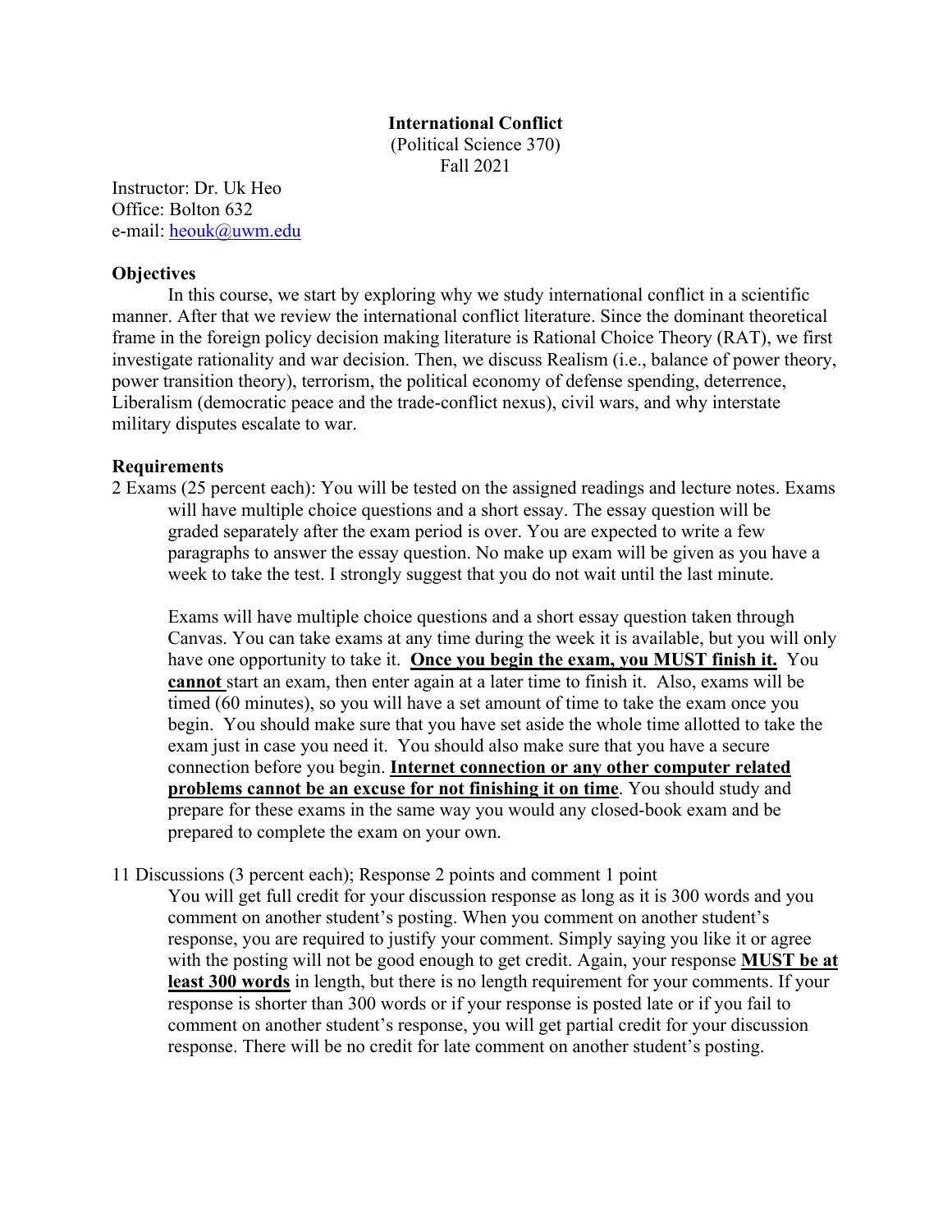# International Conflict

(Political Science 370)
Fall 2021

Instructor: Dr. Uk Heo
Office: Bolton 632
e-mail: heouk@uwm.edu

## Objectives

In this course, we start by exploring why we study international conflict in a scientific manner. After that we review the international conflict literature. Since the dominant theoretical frame in the foreign policy decision making literature is Rational Choice Theory (RAT), we first investigate rationality and war decision. Then, we discuss Realism (i.e., balance of power theory, power transition theory), terrorism, the political economy of defense spending, deterrence, Liberalism (democratic peace and the trade-conflict nexus), civil wars, and why interstate military disputes escalate to war.

## Requirements

2 Exams (25 percent each): You will be tested on the assigned readings and lecture notes. Exams will have multiple choice questions and a short essay. The essay question will be graded separately after the exam period is over. You are expected to write a few paragraphs to answer the essay question. No make up exam will be given as you have a week to take the test. I strongly suggest that you do not wait until the last minute.

Exams will have multiple choice questions and a short essay question taken through Canvas. You can take exams at any time during the week it is available, but you will only have one opportunity to take it. **Once you begin the exam, you MUST finish it.** You **cannot** start an exam, then enter again at a later time to finish it. Also, exams will be timed (60 minutes), so you will have a set amount of time to take the exam once you begin. You should make sure that you have set aside the whole time allotted to take the exam just in case you need it. You should also make sure that you have a secure connection before you begin. **Internet connection or any other computer related problems cannot be an excuse for not finishing it on time**. You should study and prepare for these exams in the same way you would any closed-book exam and be prepared to complete the exam on your own.

11 Discussions (3 percent each); Response 2 points and comment 1 point

You will get full credit for your discussion response as long as it is 300 words and you comment on another student's posting. When you comment on another student's response, you are required to justify your comment. Simply saying you like it or agree with the posting will not be good enough to get credit. Again, your response **MUST be at least 300 words** in length, but there is no length requirement for your comments. If your response is shorter than 300 words or if your response is posted late or if you fail to comment on another student's response, you will get partial credit for your discussion response. There will be no credit for late comment on another student's posting.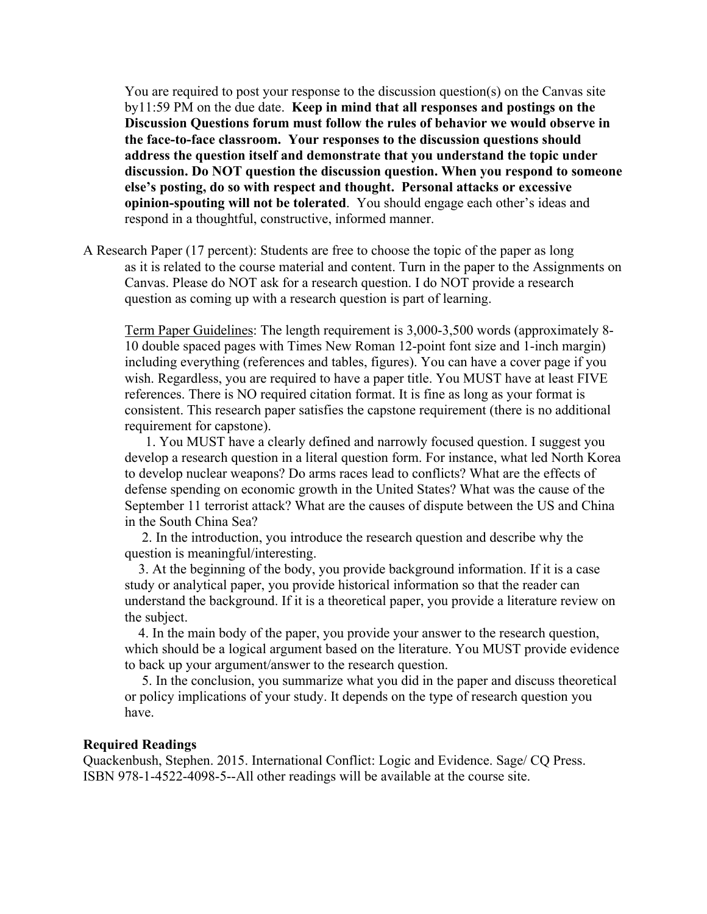You are required to post your response to the discussion question(s) on the Canvas site by11:59 PM on the due date. **Keep in mind that all responses and postings on the Discussion Questions forum must follow the rules of behavior we would observe in the face-to-face classroom. Your responses to the discussion questions should address the question itself and demonstrate that you understand the topic under discussion. Do NOT question the discussion question. When you respond to someone else's posting, do so with respect and thought. Personal attacks or excessive opinion-spouting will not be tolerated**. You should engage each other's ideas and respond in a thoughtful, constructive, informed manner.

A Research Paper (17 percent): Students are free to choose the topic of the paper as long as it is related to the course material and content. Turn in the paper to the Assignments on Canvas. Please do NOT ask for a research question. I do NOT provide a research question as coming up with a research question is part of learning.

Term Paper Guidelines: The length requirement is 3,000-3,500 words (approximately 8-10 double spaced pages with Times New Roman 12-point font size and 1-inch margin) including everything (references and tables, figures). You can have a cover page if you wish. Regardless, you are required to have a paper title. You MUST have at least FIVE references. There is NO required citation format. It is fine as long as your format is consistent. This research paper satisfies the capstone requirement (there is no additional requirement for capstone).

1. You MUST have a clearly defined and narrowly focused question. I suggest you develop a research question in a literal question form. For instance, what led North Korea to develop nuclear weapons? Do arms races lead to conflicts? What are the effects of defense spending on economic growth in the United States? What was the cause of the September 11 terrorist attack? What are the causes of dispute between the US and China in the South China Sea?
2. In the introduction, you introduce the research question and describe why the question is meaningful/interesting.
3. At the beginning of the body, you provide background information. If it is a case study or analytical paper, you provide historical information so that the reader can understand the background. If it is a theoretical paper, you provide a literature review on the subject.
4. In the main body of the paper, you provide your answer to the research question, which should be a logical argument based on the literature. You MUST provide evidence to back up your argument/answer to the research question.
5. In the conclusion, you summarize what you did in the paper and discuss theoretical or policy implications of your study. It depends on the type of research question you have.

**Required Readings**

Quackenbush, Stephen. 2015. International Conflict: Logic and Evidence. Sage/ CQ Press. ISBN 978-1-4522-4098-5--All other readings will be available at the course site.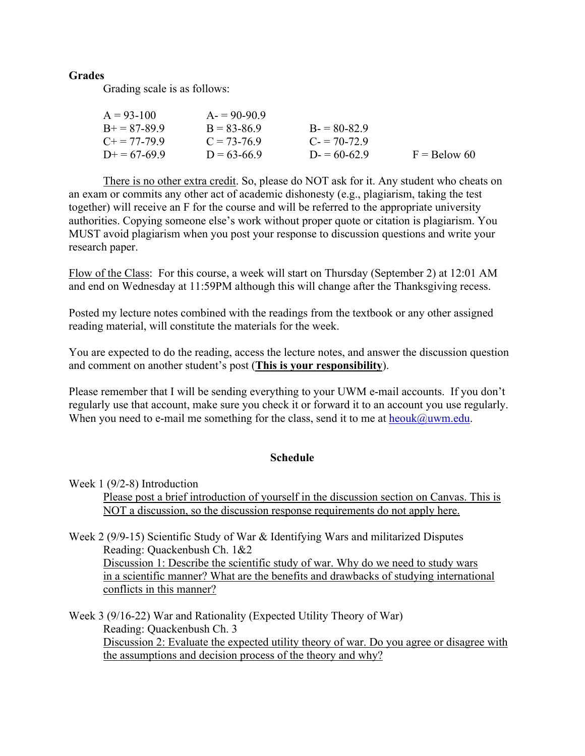**Grades**

Grading scale is as follows:

| | | | |
|---|---|---|---|
| A = 93-100 | A- = 90-90.9 | | |
| B+ = 87-89.9 | B = 83-86.9 | B- = 80-82.9 | |
| C+ = 77-79.9 | C = 73-76.9 | C- = 70-72.9 | |
| D+ = 67-69.9 | D = 63-66.9 | D- = 60-62.9 | F = Below 60 |

<u>There is no other extra credit</u>. So, please do NOT ask for it. Any student who cheats on an exam or commits any other act of academic dishonesty (e.g., plagiarism, taking the test together) will receive an F for the course and will be referred to the appropriate university authorities. Copying someone else's work without proper quote or citation is plagiarism. You MUST avoid plagiarism when you post your response to discussion questions and write your research paper.

<u>Flow of the Class</u>: For this course, a week will start on Thursday (September 2) at 12:01 AM and end on Wednesday at 11:59PM although this will change after the Thanksgiving recess.

Posted my lecture notes combined with the readings from the textbook or any other assigned reading material, will constitute the materials for the week.

You are expected to do the reading, access the lecture notes, and answer the discussion question and comment on another student's post (<u>**This is your responsibility**</u>).

Please remember that I will be sending everything to your UWM e-mail accounts. If you don't regularly use that account, make sure you check it or forward it to an account you use regularly. When you need to e-mail me something for the class, send it to me at heouk@uwm.edu.

**Schedule**

Week 1 (9/2-8) Introduction

<u>Please post a brief introduction of yourself in the discussion section on Canvas. This is NOT a discussion, so the discussion response requirements do not apply here.</u>

Week 2 (9/9-15) Scientific Study of War & Identifying Wars and militarized Disputes

Reading: Quackenbush Ch. 1&2

<u>Discussion 1: Describe the scientific study of war. Why do we need to study wars in a scientific manner? What are the benefits and drawbacks of studying international conflicts in this manner?</u>

Week 3 (9/16-22) War and Rationality (Expected Utility Theory of War)

Reading: Quackenbush Ch. 3

<u>Discussion 2: Evaluate the expected utility theory of war. Do you agree or disagree with the assumptions and decision process of the theory and why?</u>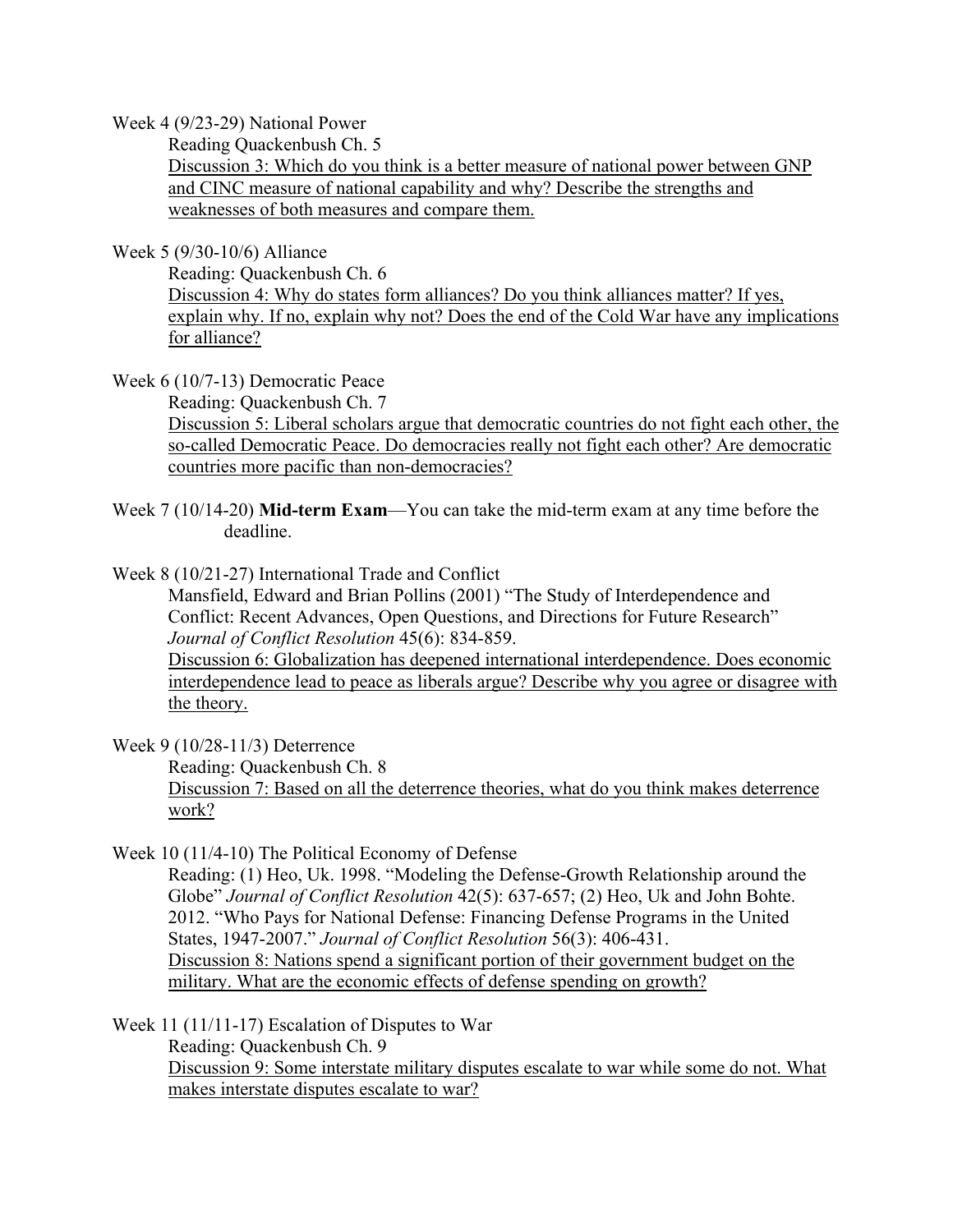Week 4 (9/23-29) National Power

Reading Quackenbush Ch. 5

Discussion 3: Which do you think is a better measure of national power between GNP and CINC measure of national capability and why? Describe the strengths and weaknesses of both measures and compare them.

Week 5 (9/30-10/6) Alliance

Reading: Quackenbush Ch. 6

Discussion 4: Why do states form alliances? Do you think alliances matter? If yes, explain why. If no, explain why not? Does the end of the Cold War have any implications for alliance?

Week 6 (10/7-13) Democratic Peace

Reading: Quackenbush Ch. 7

Discussion 5: Liberal scholars argue that democratic countries do not fight each other, the so-called Democratic Peace. Do democracies really not fight each other? Are democratic countries more pacific than non-democracies?

Week 7 (10/14-20) **Mid-term Exam**—You can take the mid-term exam at any time before the deadline.

Week 8 (10/21-27) International Trade and Conflict

Mansfield, Edward and Brian Pollins (2001) "The Study of Interdependence and Conflict: Recent Advances, Open Questions, and Directions for Future Research" *Journal of Conflict Resolution* 45(6): 834-859.

Discussion 6: Globalization has deepened international interdependence. Does economic interdependence lead to peace as liberals argue? Describe why you agree or disagree with the theory.

Week 9 (10/28-11/3) Deterrence

Reading: Quackenbush Ch. 8

Discussion 7: Based on all the deterrence theories, what do you think makes deterrence work?

Week 10 (11/4-10) The Political Economy of Defense

Reading: (1) Heo, Uk. 1998. "Modeling the Defense-Growth Relationship around the Globe" *Journal of Conflict Resolution* 42(5): 637-657; (2) Heo, Uk and John Bohte. 2012. "Who Pays for National Defense: Financing Defense Programs in the United States, 1947-2007." *Journal of Conflict Resolution* 56(3): 406-431.

Discussion 8: Nations spend a significant portion of their government budget on the military. What are the economic effects of defense spending on growth?

Week 11 (11/11-17) Escalation of Disputes to War

Reading: Quackenbush Ch. 9

Discussion 9: Some interstate military disputes escalate to war while some do not. What makes interstate disputes escalate to war?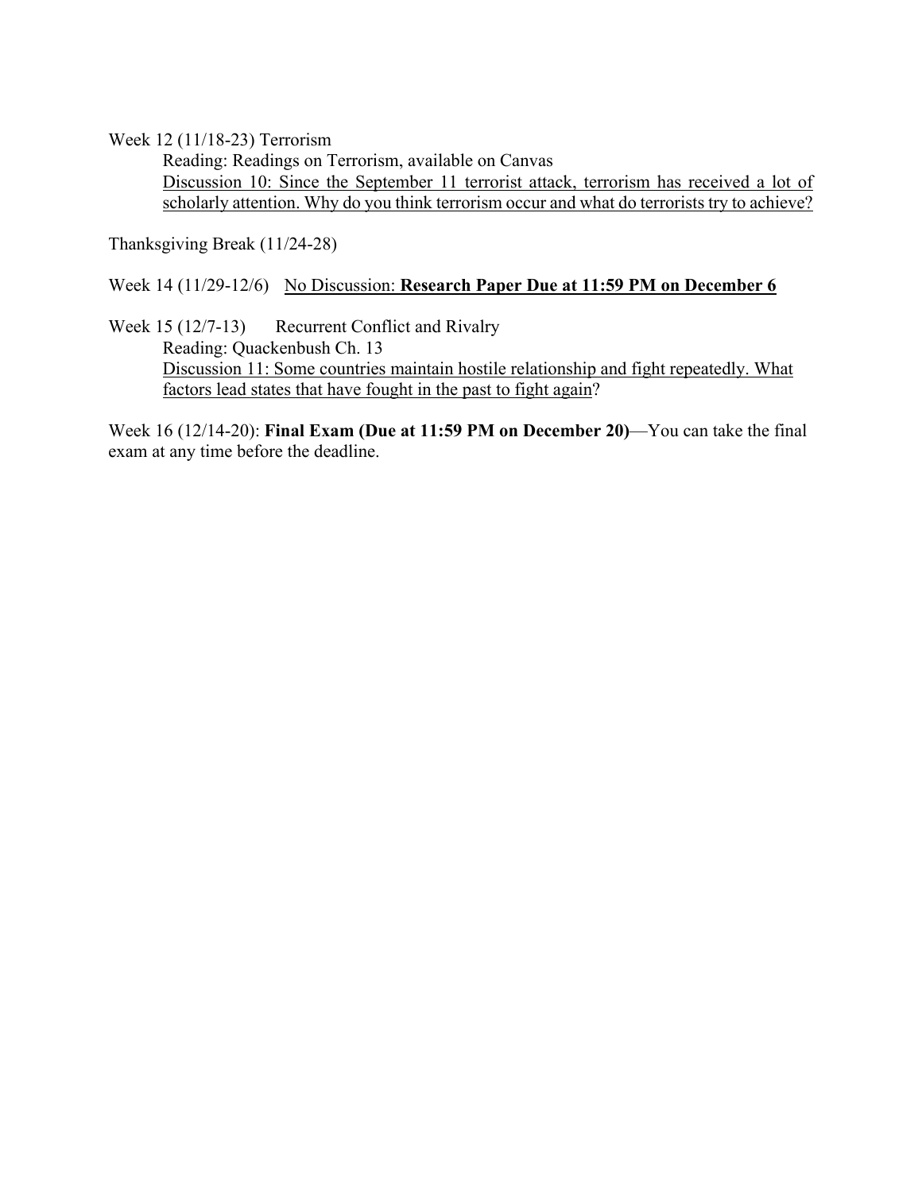Week 12 (11/18-23) Terrorism

Reading: Readings on Terrorism, available on Canvas

<u>Discussion 10: Since the September 11 terrorist attack, terrorism has received a lot of scholarly attention. Why do you think terrorism occur and what do terrorists try to achieve?</u>

Thanksgiving Break (11/24-28)

Week 14 (11/29-12/6) <u>No Discussion: **Research Paper Due at 11:59 PM on December 6**</u>

Week 15 (12/7-13) Recurrent Conflict and Rivalry

Reading: Quackenbush Ch. 13

<u>Discussion 11: Some countries maintain hostile relationship and fight repeatedly. What factors lead states that have fought in the past to fight again</u>?

Week 16 (12/14-20): **Final Exam (Due at 11:59 PM on December 20)**—You can take the final exam at any time before the deadline.